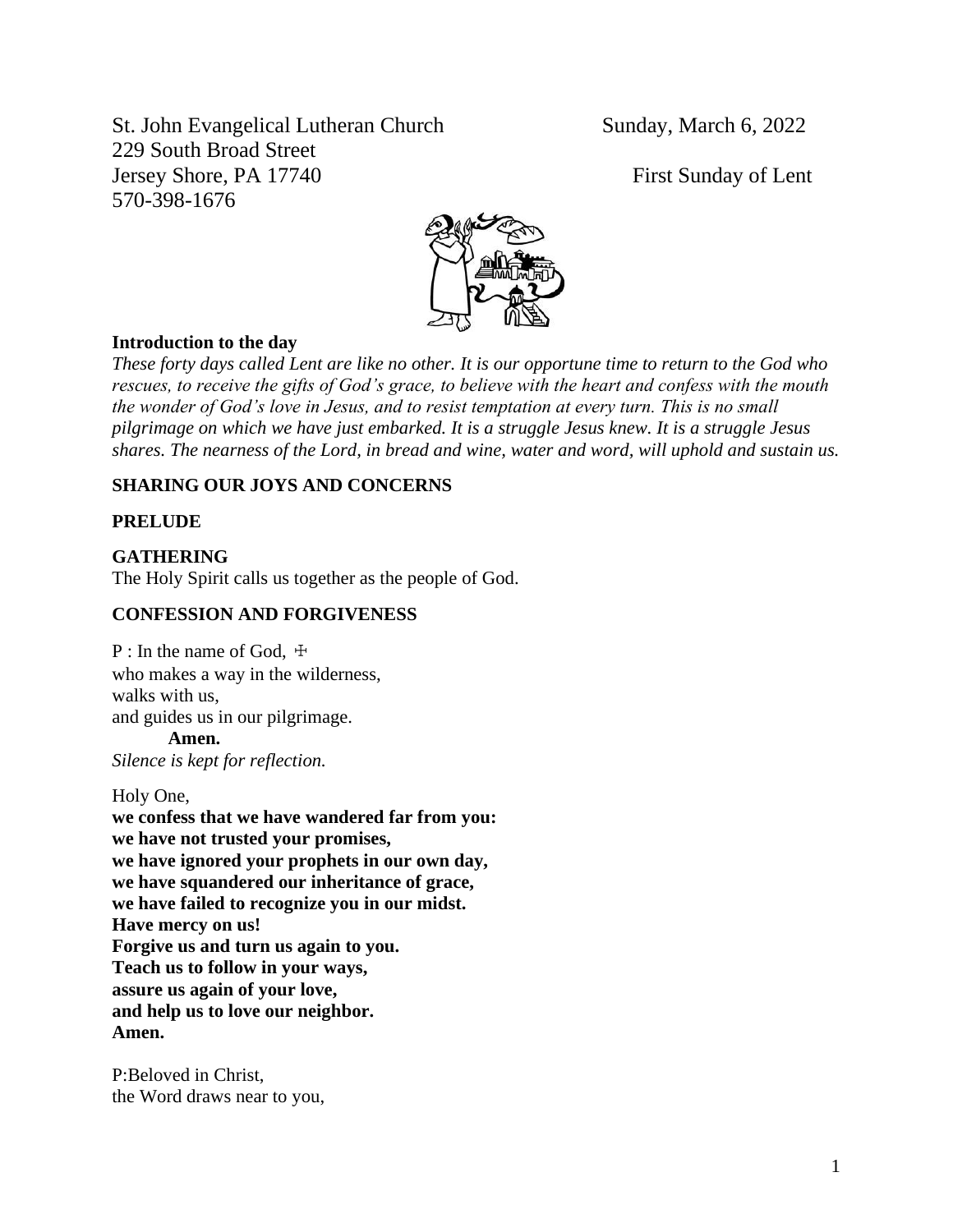St. John Evangelical Lutheran Church
229 South Broad Street
Jersey Shore, PA 17740
570-398-1676

Sunday, March 6, 2022

First Sunday of Lent

**Introduction to the day**

*These forty days called Lent are like no other. It is our opportune time to return to the God who rescues, to receive the gifts of God's grace, to believe with the heart and confess with the mouth the wonder of God's love in Jesus, and to resist temptation at every turn. This is no small pilgrimage on which we have just embarked. It is a struggle Jesus knew. It is a struggle Jesus shares. The nearness of the Lord, in bread and wine, water and word, will uphold and sustain us.*

**SHARING OUR JOYS AND CONCERNS**

**PRELUDE**

**GATHERING**

The Holy Spirit calls us together as the people of God.

**CONFESSION AND FORGIVENESS**

P : In the name of God, ☩
who makes a way in the wilderness,
walks with us,
and guides us in our pilgrimage.
**Amen.**

*Silence is kept for reflection.*

Holy One,
**we confess that we have wandered far from you:**
**we have not trusted your promises,**
**we have ignored your prophets in our own day,**
**we have squandered our inheritance of grace,**
**we have failed to recognize you in our midst.**
**Have mercy on us!**
**Forgive us and turn us again to you.**
**Teach us to follow in your ways,**
**assure us again of your love,**
**and help us to love our neighbor.**
**Amen.**

P:Beloved in Christ,
the Word draws near to you,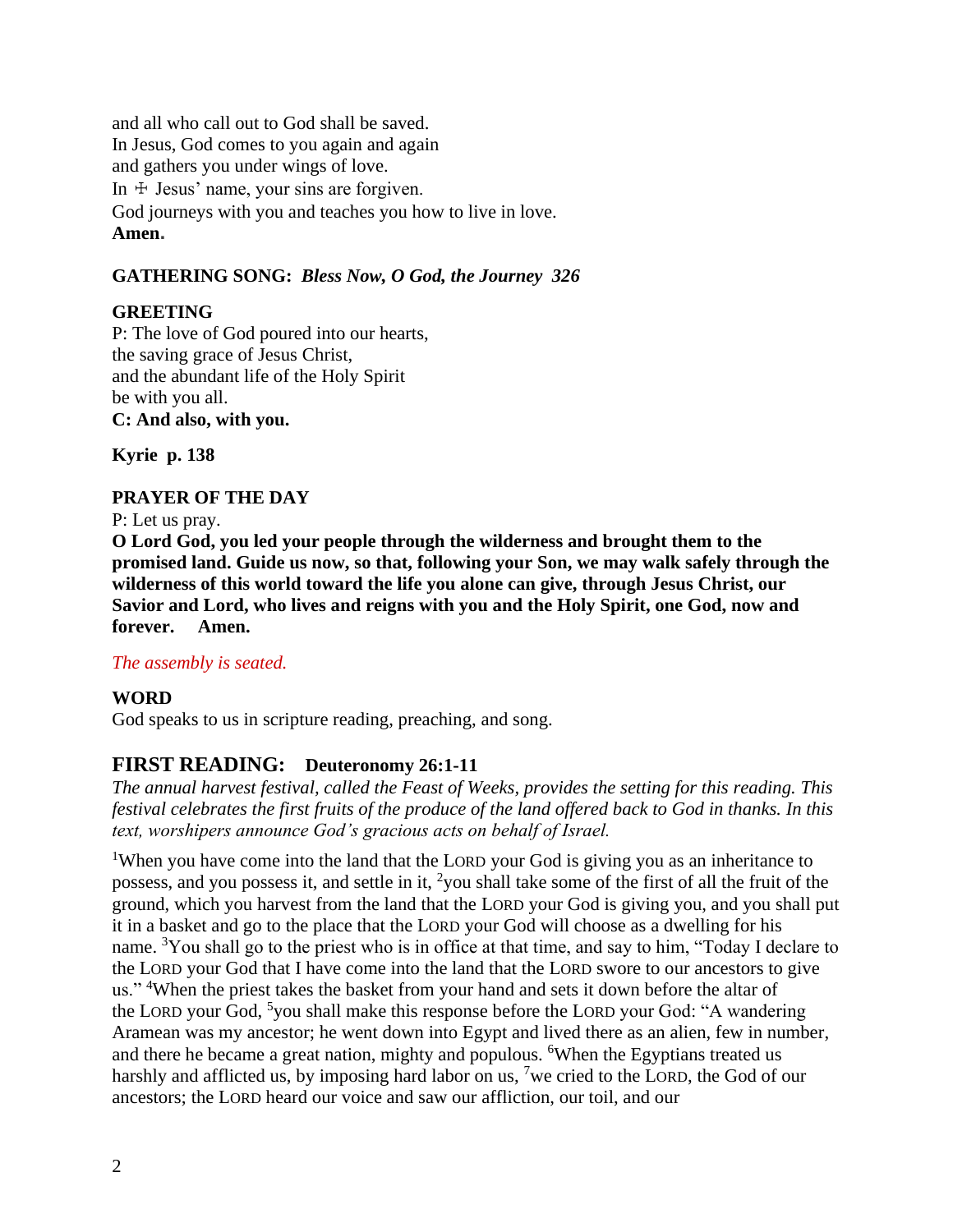and all who call out to God shall be saved.
In Jesus, God comes to you again and again
and gathers you under wings of love.
In ☩ Jesus' name, your sins are forgiven.
God journeys with you and teaches you how to live in love.
**Amen.**

**GATHERING SONG:** ***Bless Now, O God, the Journey 326***

**GREETING**
P: The love of God poured into our hearts,
the saving grace of Jesus Christ,
and the abundant life of the Holy Spirit
be with you all.
**C: And also, with you.**

**Kyrie p. 138**

**PRAYER OF THE DAY**
P: Let us pray.
**O Lord God, you led your people through the wilderness and brought them to the promised land. Guide us now, so that, following your Son, we may walk safely through the wilderness of this world toward the life you alone can give, through Jesus Christ, our Savior and Lord, who lives and reigns with you and the Holy Spirit, one God, now and forever. Amen.**

*The assembly is seated.*

**WORD**
God speaks to us in scripture reading, preaching, and song.

## FIRST READING: Deuteronomy 26:1-11

*The annual harvest festival, called the Feast of Weeks, provides the setting for this reading. This festival celebrates the first fruits of the produce of the land offered back to God in thanks. In this text, worshipers announce God's gracious acts on behalf of Israel.*

[1]When you have come into the land that the LORD your God is giving you as an inheritance to possess, and you possess it, and settle in it, [2]you shall take some of the first of all the fruit of the ground, which you harvest from the land that the LORD your God is giving you, and you shall put it in a basket and go to the place that the LORD your God will choose as a dwelling for his name. [3]You shall go to the priest who is in office at that time, and say to him, "Today I declare to the LORD your God that I have come into the land that the LORD swore to our ancestors to give us." [4]When the priest takes the basket from your hand and sets it down before the altar of the LORD your God, [5]you shall make this response before the LORD your God: "A wandering Aramean was my ancestor; he went down into Egypt and lived there as an alien, few in number, and there he became a great nation, mighty and populous. [6]When the Egyptians treated us harshly and afflicted us, by imposing hard labor on us, [7]we cried to the LORD, the God of our ancestors; the LORD heard our voice and saw our affliction, our toil, and our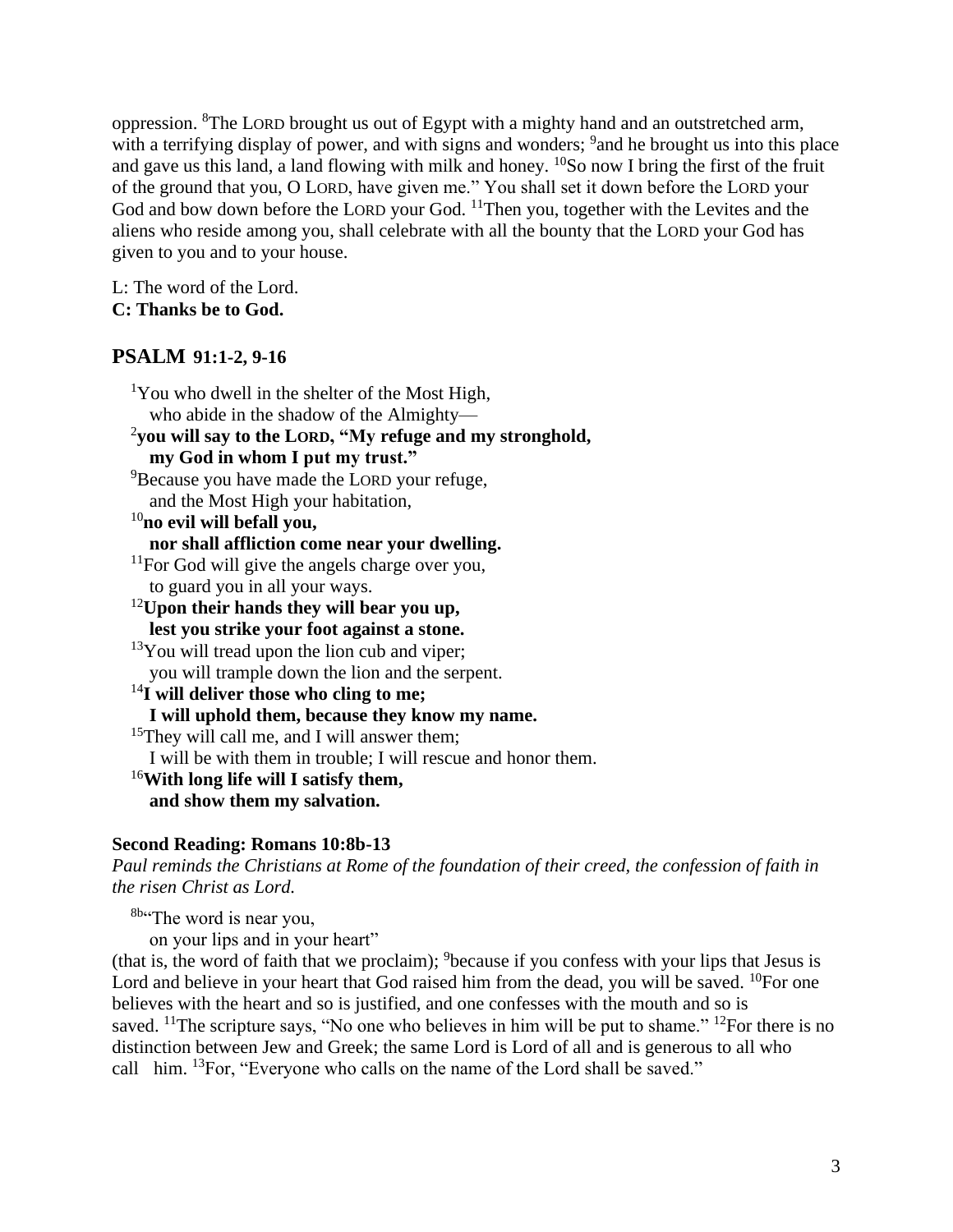oppression. [8]The LORD brought us out of Egypt with a mighty hand and an outstretched arm, with a terrifying display of power, and with signs and wonders; [9]and he brought us into this place and gave us this land, a land flowing with milk and honey. [10]So now I bring the first of the fruit of the ground that you, O LORD, have given me." You shall set it down before the LORD your God and bow down before the LORD your God. [11]Then you, together with the Levites and the aliens who reside among you, shall celebrate with all the bounty that the LORD your God has given to you and to your house.

L: The word of the Lord.
**C: Thanks be to God.**

## PSALM 91:1-2, 9-16

[1]You who dwell in the shelter of the Most High,
who abide in the shadow of the Almighty—
[2]**you will say to the LORD, "My refuge and my stronghold,**
**my God in whom I put my trust."**
[9]Because you have made the LORD your refuge,
and the Most High your habitation,
[10]**no evil will befall you,**
**nor shall affliction come near your dwelling.**
[11]For God will give the angels charge over you,
to guard you in all your ways.
[12]**Upon their hands they will bear you up,**
**lest you strike your foot against a stone.**
[13]You will tread upon the lion cub and viper;
you will trample down the lion and the serpent.
[14]**I will deliver those who cling to me;**
**I will uphold them, because they know my name.**
[15]They will call me, and I will answer them;
I will be with them in trouble; I will rescue and honor them.
[16]**With long life will I satisfy them,**
**and show them my salvation.**

**Second Reading: Romans 10:8b-13**
*Paul reminds the Christians at Rome of the foundation of their creed, the confession of faith in the risen Christ as Lord.*

[8b]"The word is near you,
on your lips and in your heart"
(that is, the word of faith that we proclaim); [9]because if you confess with your lips that Jesus is Lord and believe in your heart that God raised him from the dead, you will be saved. [10]For one believes with the heart and so is justified, and one confesses with the mouth and so is saved. [11]The scripture says, "No one who believes in him will be put to shame." [12]For there is no distinction between Jew and Greek; the same Lord is Lord of all and is generous to all who call him. [13]For, "Everyone who calls on the name of the Lord shall be saved."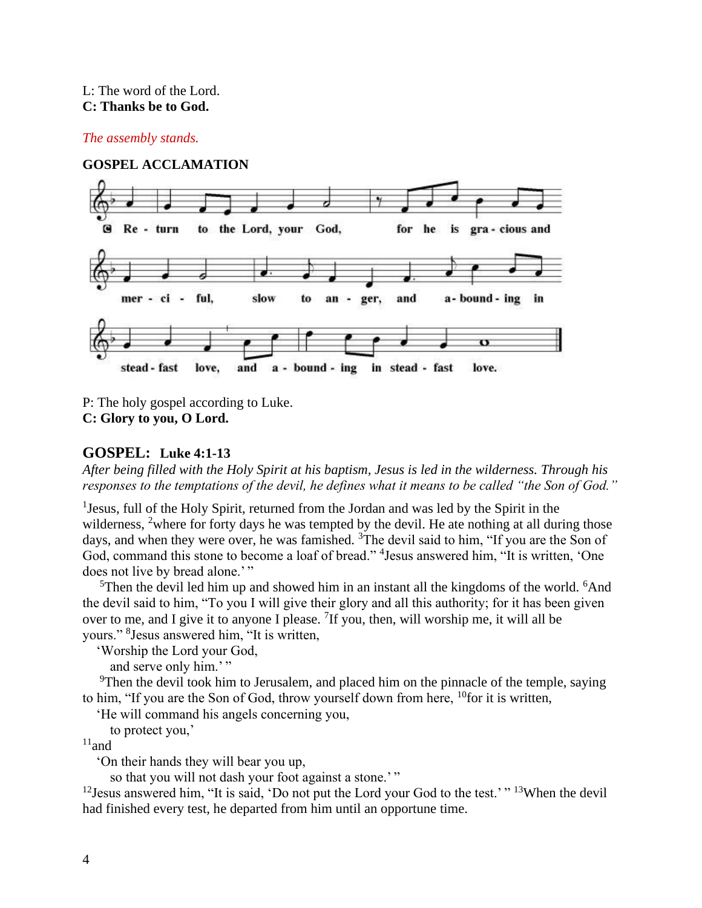L: The word of the Lord.
**C: Thanks be to God.**

*The assembly stands.*

**GOSPEL ACCLAMATION**

Re - turn to the Lord, your God, for he is gra - cious and mer - ci - ful, slow to an - ger, and a - bound - ing in stead - fast love, and a - bound - ing in stead - fast love.

P: The holy gospel according to Luke.
**C: Glory to you, O Lord.**

## GOSPEL: Luke 4:1-13

*After being filled with the Holy Spirit at his baptism, Jesus is led in the wilderness. Through his responses to the temptations of the devil, he defines what it means to be called "the Son of God."*

[1]Jesus, full of the Holy Spirit, returned from the Jordan and was led by the Spirit in the wilderness, [2]where for forty days he was tempted by the devil. He ate nothing at all during those days, and when they were over, he was famished. [3]The devil said to him, "If you are the Son of God, command this stone to become a loaf of bread." [4]Jesus answered him, "It is written, 'One does not live by bread alone.' "

[5]Then the devil led him up and showed him in an instant all the kingdoms of the world. [6]And the devil said to him, "To you I will give their glory and all this authority; for it has been given over to me, and I give it to anyone I please. [7]If you, then, will worship me, it will all be yours." [8]Jesus answered him, "It is written,
'Worship the Lord your God,
and serve only him.' "

[9]Then the devil took him to Jerusalem, and placed him on the pinnacle of the temple, saying to him, "If you are the Son of God, throw yourself down from here, [10]for it is written,
'He will command his angels concerning you,
to protect you,'
[11]and
'On their hands they will bear you up,
so that you will not dash your foot against a stone.' "
[12]Jesus answered him, "It is said, 'Do not put the Lord your God to the test.' " [13]When the devil had finished every test, he departed from him until an opportune time.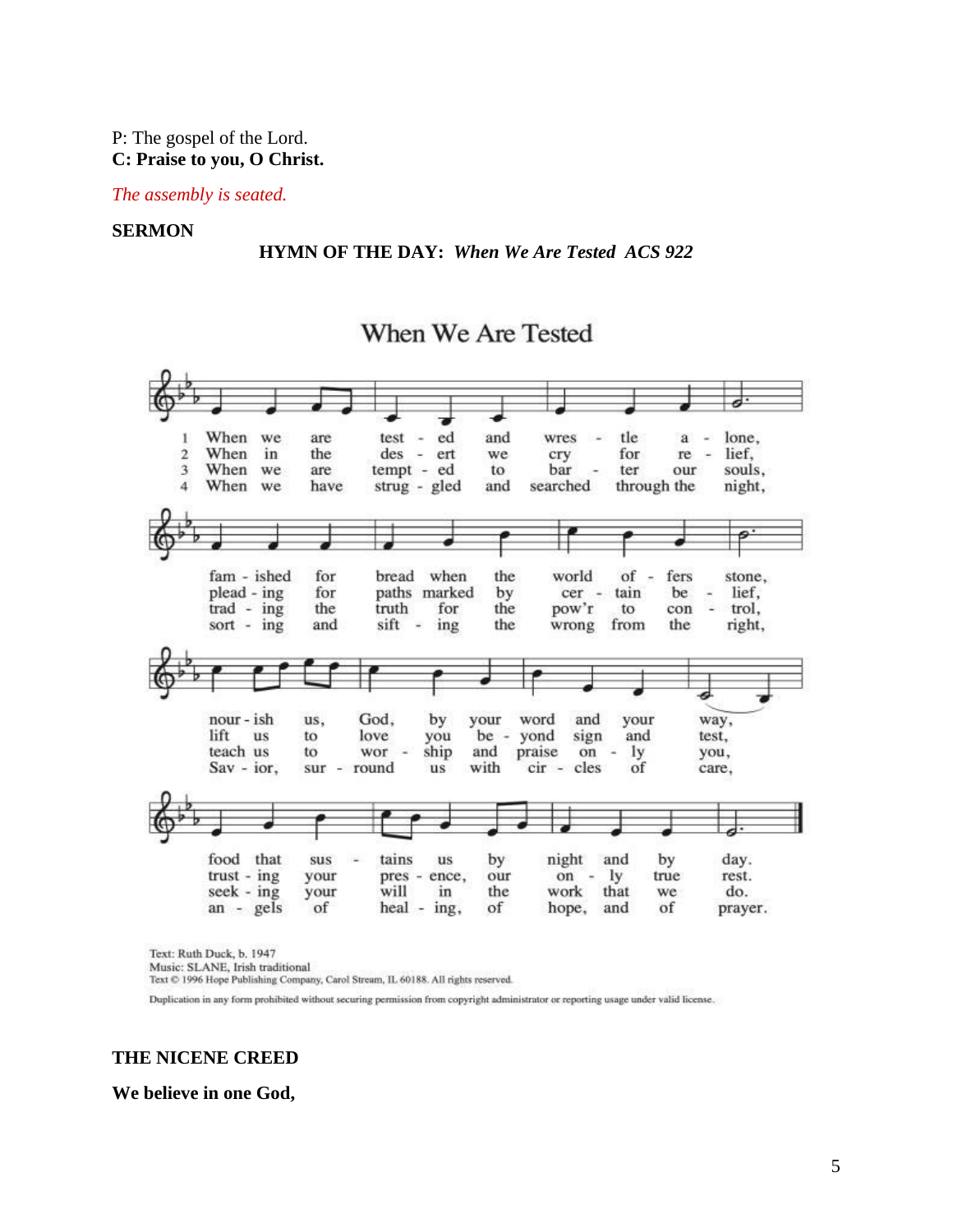P: The gospel of the Lord.
**C: Praise to you, O Christ.**

*The assembly is seated.*

**SERMON**

**HYMN OF THE DAY:** ***When We Are Tested ACS 922***

When We Are Tested

1 When we are test - ed and wres - tle a - lone, fam - ished for bread when the world of - fers stone, nour - ish us, God, by your word and your way, food that sus - tains us by night and by day.

2 When in the des - ert we cry for re - lief, plead - ing for paths marked by cer - tain be - lief, lift us to love you be - yond sign and test, trust - ing your pres - ence, on - ly true rest.

3 When we are tempt - ed to bar - ter our souls, trad - ing the truth for the pow'r to con - trol, teach us to wor - ship and praise on - ly you, seek - ing your will in the work that we do.

4 When we have strug - gled and searched through the night, sort - ing and sift - ing the wrong from the right, Sav - ior, sur - round us with cir - cles of care, an - gels of heal - ing, of hope, and of prayer.

Text: Ruth Duck, b. 1947
Music: SLANE, Irish traditional
Text © 1996 Hope Publishing Company, Carol Stream, IL 60188. All rights reserved.

Duplication in any form prohibited without securing permission from copyright administrator or reporting usage under valid license.

**THE NICENE CREED**

**We believe in one God,**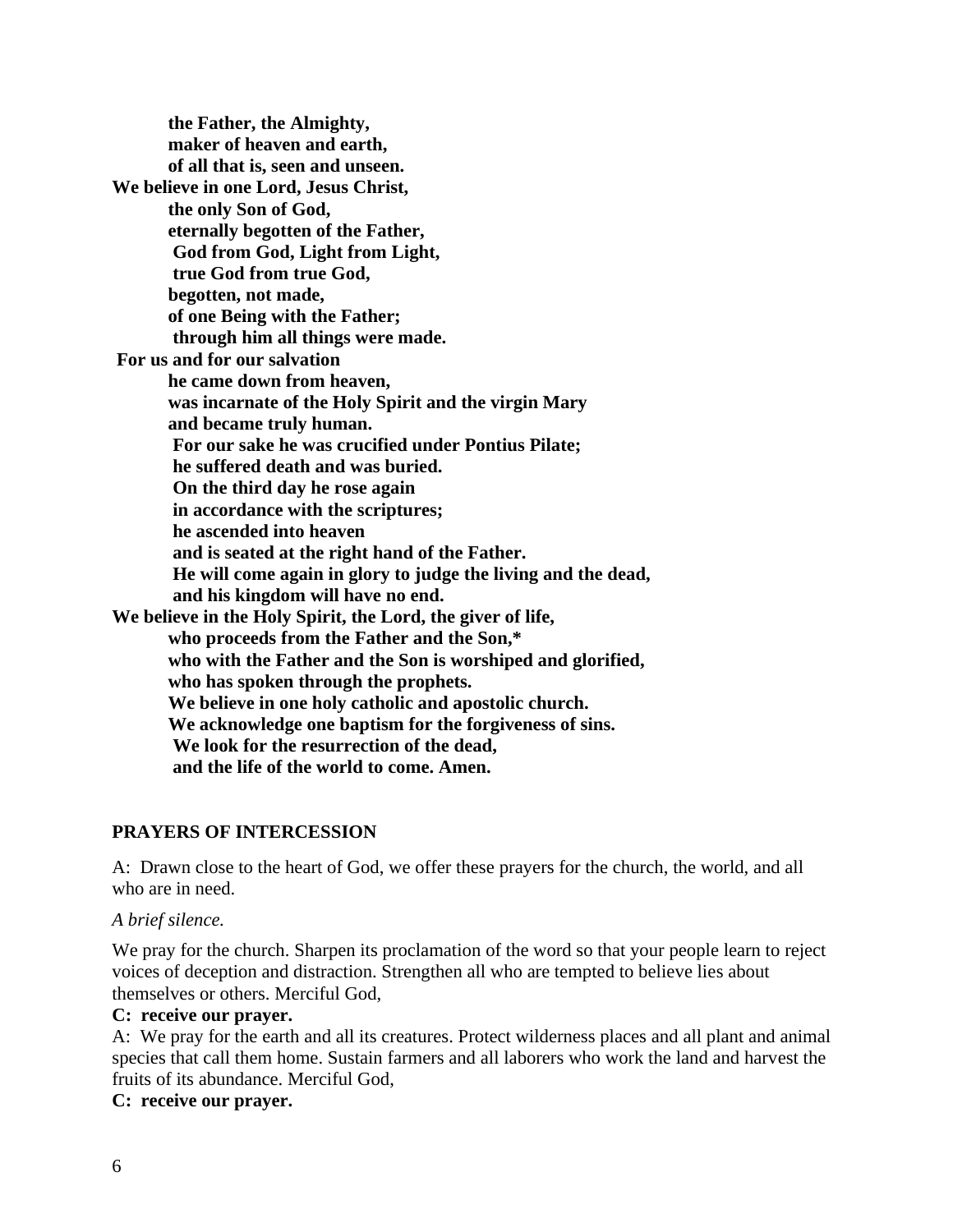**the Father, the Almighty,**
**maker of heaven and earth,**
**of all that is, seen and unseen.**
**We believe in one Lord, Jesus Christ,**
**the only Son of God,**
**eternally begotten of the Father,**
**God from God, Light from Light,**
**true God from true God,**
**begotten, not made,**
**of one Being with the Father;**
**through him all things were made.**
**For us and for our salvation**
**he came down from heaven,**
**was incarnate of the Holy Spirit and the virgin Mary**
**and became truly human.**
**For our sake he was crucified under Pontius Pilate;**
**he suffered death and was buried.**
**On the third day he rose again**
**in accordance with the scriptures;**
**he ascended into heaven**
**and is seated at the right hand of the Father.**
**He will come again in glory to judge the living and the dead,**
**and his kingdom will have no end.**
**We believe in the Holy Spirit, the Lord, the giver of life,**
**who proceeds from the Father and the Son,***
**who with the Father and the Son is worshiped and glorified,**
**who has spoken through the prophets.**
**We believe in one holy catholic and apostolic church.**
**We acknowledge one baptism for the forgiveness of sins.**
**We look for the resurrection of the dead,**
**and the life of the world to come. Amen.**

## PRAYERS OF INTERCESSION

A: Drawn close to the heart of God, we offer these prayers for the church, the world, and all who are in need.

*A brief silence.*

We pray for the church. Sharpen its proclamation of the word so that your people learn to reject voices of deception and distraction. Strengthen all who are tempted to believe lies about themselves or others. Merciful God,

**C: receive our prayer.**

A: We pray for the earth and all its creatures. Protect wilderness places and all plant and animal species that call them home. Sustain farmers and all laborers who work the land and harvest the fruits of its abundance. Merciful God,

**C: receive our prayer.**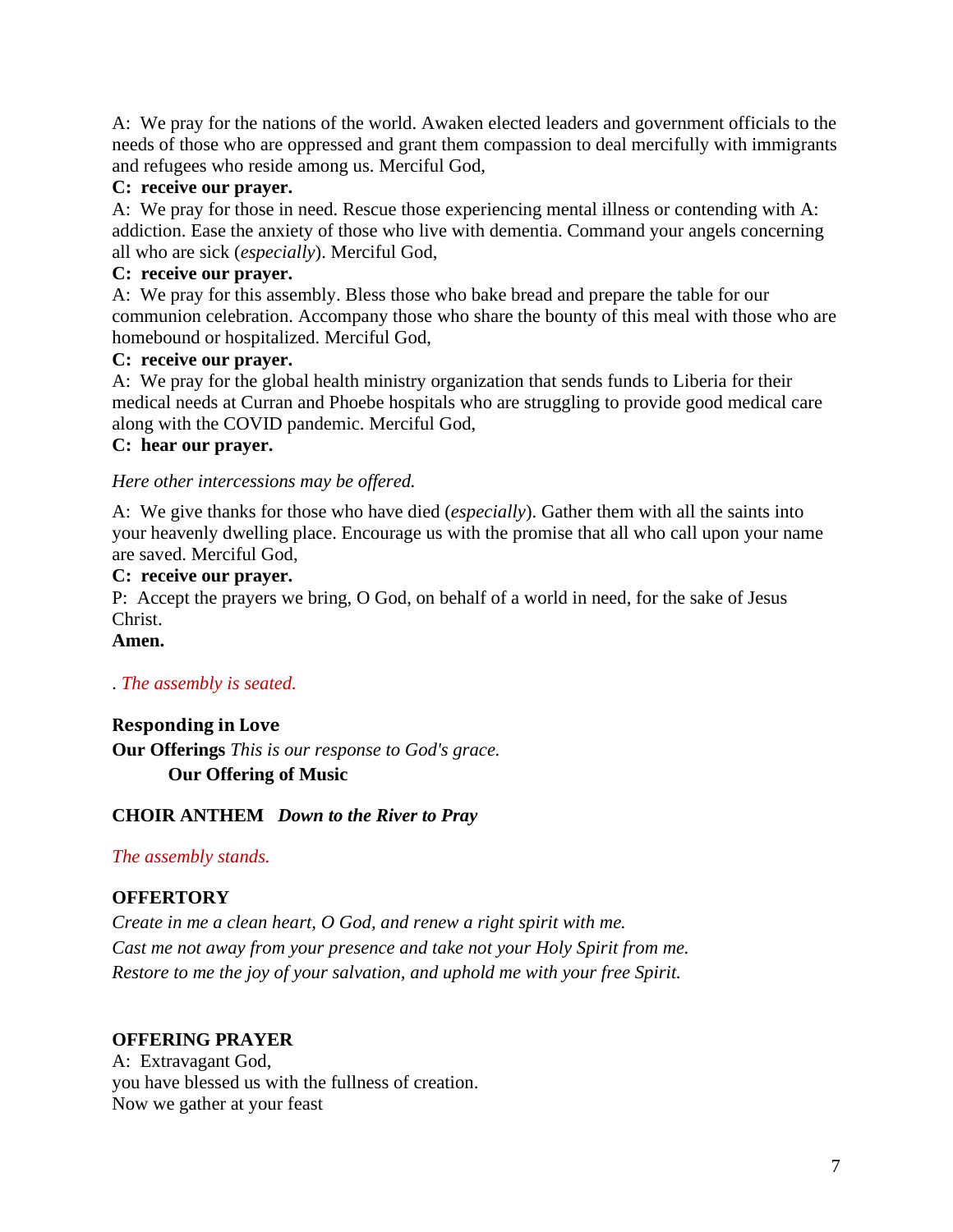A: We pray for the nations of the world. Awaken elected leaders and government officials to the needs of those who are oppressed and grant them compassion to deal mercifully with immigrants and refugees who reside among us. Merciful God,

**C: receive our prayer.**

A: We pray for those in need. Rescue those experiencing mental illness or contending with A: addiction. Ease the anxiety of those who live with dementia. Command your angels concerning all who are sick (*especially*). Merciful God,

**C: receive our prayer.**

A: We pray for this assembly. Bless those who bake bread and prepare the table for our communion celebration. Accompany those who share the bounty of this meal with those who are homebound or hospitalized. Merciful God,

**C: receive our prayer.**

A: We pray for the global health ministry organization that sends funds to Liberia for their medical needs at Curran and Phoebe hospitals who are struggling to provide good medical care along with the COVID pandemic. Merciful God,

**C: hear our prayer.**

*Here other intercessions may be offered.*

A: We give thanks for those who have died (*especially*). Gather them with all the saints into your heavenly dwelling place. Encourage us with the promise that all who call upon your name are saved. Merciful God,

**C: receive our prayer.**

P: Accept the prayers we bring, O God, on behalf of a world in need, for the sake of Jesus Christ.

**Amen.**

. *The assembly is seated.*

**Responding in Love**

**Our Offerings** *This is our response to God's grace.*

**Our Offering of Music**

**CHOIR ANTHEM** ***Down to the River to Pray***

*The assembly stands.*

**OFFERTORY**

*Create in me a clean heart, O God, and renew a right spirit with me.*
*Cast me not away from your presence and take not your Holy Spirit from me.*
*Restore to me the joy of your salvation, and uphold me with your free Spirit.*

**OFFERING PRAYER**

A: Extravagant God,
you have blessed us with the fullness of creation.
Now we gather at your feast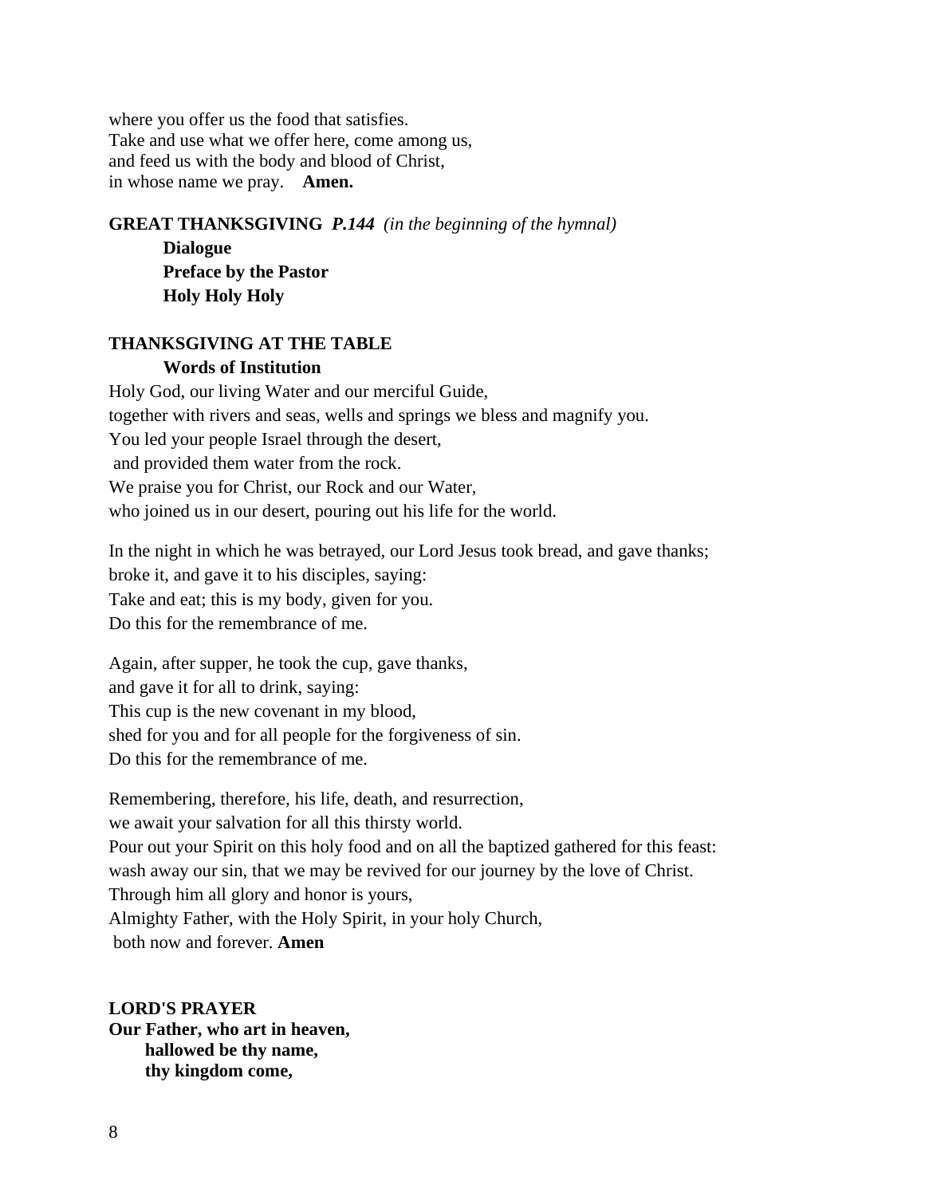where you offer us the food that satisfies.
Take and use what we offer here, come among us,
and feed us with the body and blood of Christ,
in whose name we pray. **Amen.**

**GREAT THANKSGIVING** ***P.144*** *(in the beginning of the hymnal)*

**Dialogue**
**Preface by the Pastor**
**Holy Holy Holy**

**THANKSGIVING AT THE TABLE**

**Words of Institution**

Holy God, our living Water and our merciful Guide,
together with rivers and seas, wells and springs we bless and magnify you.
You led your people Israel through the desert,
and provided them water from the rock.
We praise you for Christ, our Rock and our Water,
who joined us in our desert, pouring out his life for the world.

In the night in which he was betrayed, our Lord Jesus took bread, and gave thanks;
broke it, and gave it to his disciples, saying:
Take and eat; this is my body, given for you.
Do this for the remembrance of me.

Again, after supper, he took the cup, gave thanks,
and gave it for all to drink, saying:
This cup is the new covenant in my blood,
shed for you and for all people for the forgiveness of sin.
Do this for the remembrance of me.

Remembering, therefore, his life, death, and resurrection,
we await your salvation for all this thirsty world.
Pour out your Spirit on this holy food and on all the baptized gathered for this feast:
wash away our sin, that we may be revived for our journey by the love of Christ.
Through him all glory and honor is yours,
Almighty Father, with the Holy Spirit, in your holy Church,
both now and forever. **Amen**

**LORD'S PRAYER**

**Our Father, who art in heaven,**
**hallowed be thy name,**
**thy kingdom come,**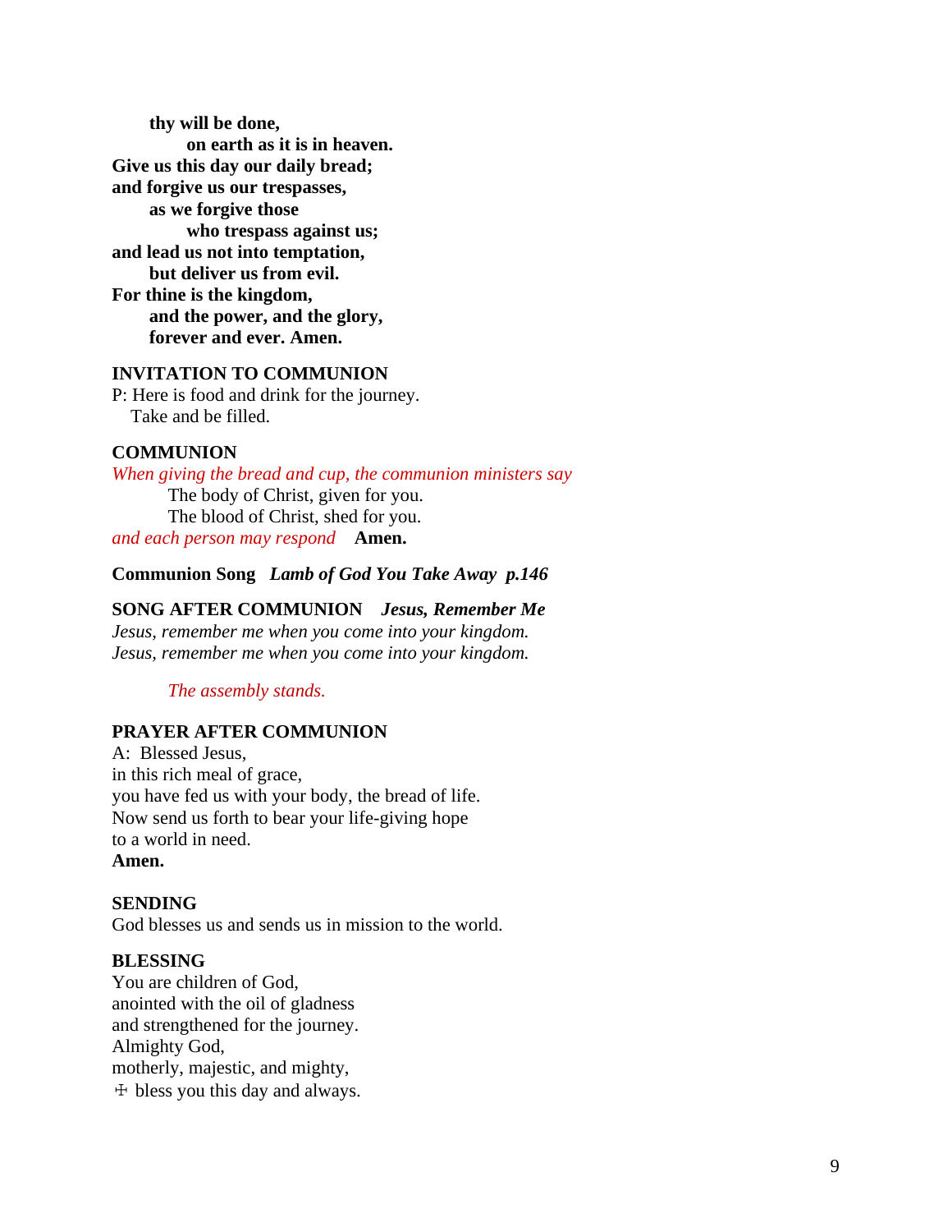**thy will be done,**
**on earth as it is in heaven.**
**Give us this day our daily bread;**
**and forgive us our trespasses,**
**as we forgive those**
**who trespass against us;**
**and lead us not into temptation,**
**but deliver us from evil.**
**For thine is the kingdom,**
**and the power, and the glory,**
**forever and ever. Amen.**

**INVITATION TO COMMUNION**

P: Here is food and drink for the journey.
Take and be filled.

**COMMUNION**

*When giving the bread and cup, the communion ministers say*
The body of Christ, given for you.
The blood of Christ, shed for you.
*and each person may respond* **Amen.**

**Communion Song** ***Lamb of God You Take Away p.146***

**SONG AFTER COMMUNION** ***Jesus, Remember Me***

*Jesus, remember me when you come into your kingdom.*
*Jesus, remember me when you come into your kingdom.*

*The assembly stands.*

**PRAYER AFTER COMMUNION**

A: Blessed Jesus,
in this rich meal of grace,
you have fed us with your body, the bread of life.
Now send us forth to bear your life-giving hope
to a world in need.
**Amen.**

**SENDING**

God blesses us and sends us in mission to the world.

**BLESSING**

You are children of God,
anointed with the oil of gladness
and strengthened for the journey.
Almighty God,
motherly, majestic, and mighty,
☩ bless you this day and always.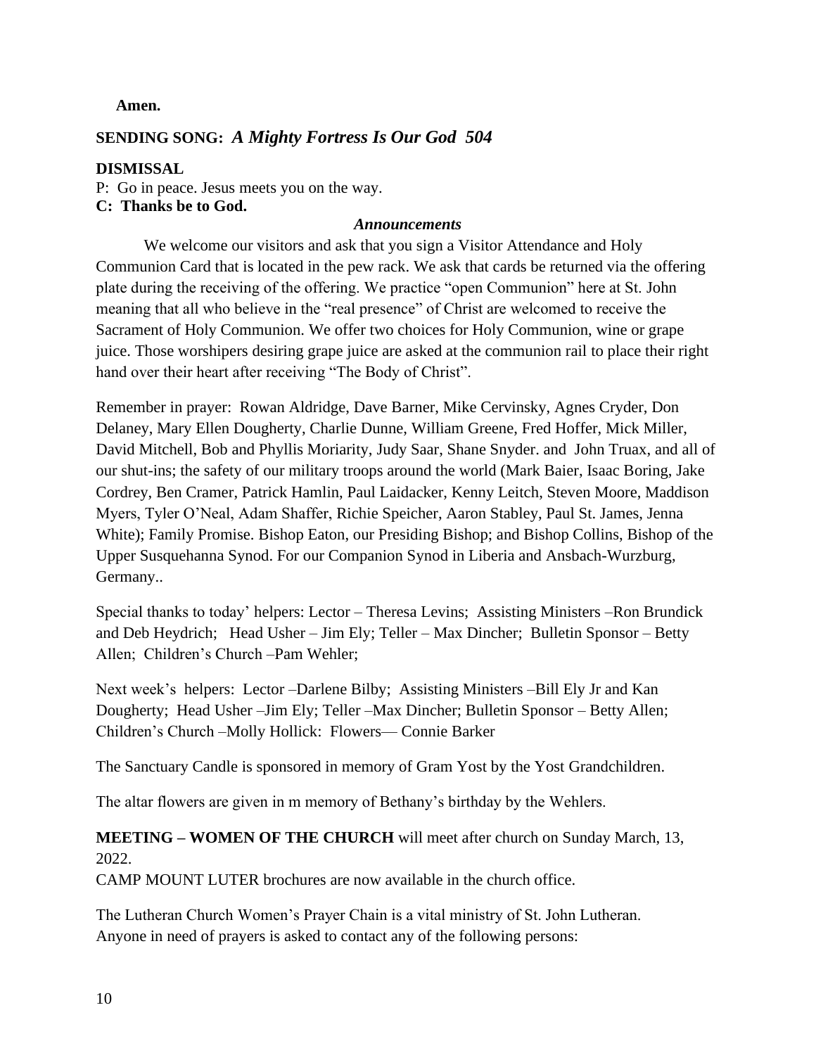**Amen.**

**SENDING SONG:** ***A Mighty Fortress Is Our God 504***

**DISMISSAL**

P: Go in peace. Jesus meets you on the way.

**C: Thanks be to God.**

***Announcements***

We welcome our visitors and ask that you sign a Visitor Attendance and Holy Communion Card that is located in the pew rack. We ask that cards be returned via the offering plate during the receiving of the offering. We practice "open Communion" here at St. John meaning that all who believe in the "real presence" of Christ are welcomed to receive the Sacrament of Holy Communion. We offer two choices for Holy Communion, wine or grape juice. Those worshipers desiring grape juice are asked at the communion rail to place their right hand over their heart after receiving "The Body of Christ".

Remember in prayer: Rowan Aldridge, Dave Barner, Mike Cervinsky, Agnes Cryder, Don Delaney, Mary Ellen Dougherty, Charlie Dunne, William Greene, Fred Hoffer, Mick Miller, David Mitchell, Bob and Phyllis Moriarity, Judy Saar, Shane Snyder. and John Truax, and all of our shut-ins; the safety of our military troops around the world (Mark Baier, Isaac Boring, Jake Cordrey, Ben Cramer, Patrick Hamlin, Paul Laidacker, Kenny Leitch, Steven Moore, Maddison Myers, Tyler O'Neal, Adam Shaffer, Richie Speicher, Aaron Stabley, Paul St. James, Jenna White); Family Promise. Bishop Eaton, our Presiding Bishop; and Bishop Collins, Bishop of the Upper Susquehanna Synod. For our Companion Synod in Liberia and Ansbach-Wurzburg, Germany..

Special thanks to today' helpers: Lector – Theresa Levins; Assisting Ministers –Ron Brundick and Deb Heydrich; Head Usher – Jim Ely; Teller – Max Dincher; Bulletin Sponsor – Betty Allen; Children's Church –Pam Wehler;

Next week's helpers: Lector –Darlene Bilby; Assisting Ministers –Bill Ely Jr and Kan Dougherty; Head Usher –Jim Ely; Teller –Max Dincher; Bulletin Sponsor – Betty Allen; Children's Church –Molly Hollick: Flowers— Connie Barker

The Sanctuary Candle is sponsored in memory of Gram Yost by the Yost Grandchildren.

The altar flowers are given in m memory of Bethany's birthday by the Wehlers.

**MEETING – WOMEN OF THE CHURCH** will meet after church on Sunday March, 13, 2022.

CAMP MOUNT LUTER brochures are now available in the church office.

The Lutheran Church Women's Prayer Chain is a vital ministry of St. John Lutheran. Anyone in need of prayers is asked to contact any of the following persons: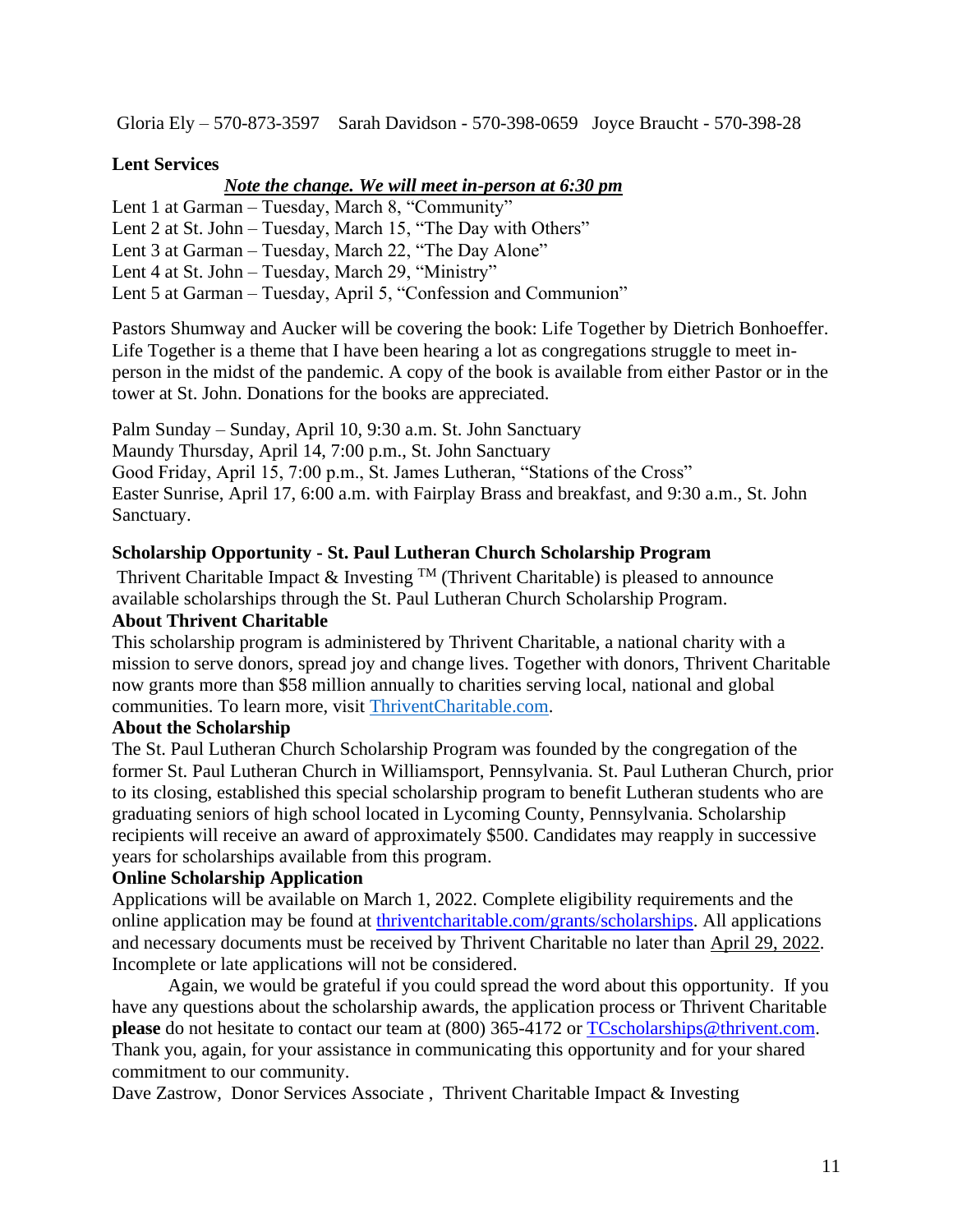Gloria Ely – 570-873-3597 Sarah Davidson - 570-398-0659 Joyce Braucht - 570-398-28

**Lent Services**

***Note the change. We will meet in-person at 6:30 pm***

Lent 1 at Garman – Tuesday, March 8, "Community"
Lent 2 at St. John – Tuesday, March 15, "The Day with Others"
Lent 3 at Garman – Tuesday, March 22, "The Day Alone"
Lent 4 at St. John – Tuesday, March 29, "Ministry"
Lent 5 at Garman – Tuesday, April 5, "Confession and Communion"

Pastors Shumway and Aucker will be covering the book: Life Together by Dietrich Bonhoeffer. Life Together is a theme that I have been hearing a lot as congregations struggle to meet in-person in the midst of the pandemic. A copy of the book is available from either Pastor or in the tower at St. John. Donations for the books are appreciated.

Palm Sunday – Sunday, April 10, 9:30 a.m. St. John Sanctuary
Maundy Thursday, April 14, 7:00 p.m., St. John Sanctuary
Good Friday, April 15, 7:00 p.m., St. James Lutheran, "Stations of the Cross"
Easter Sunrise, April 17, 6:00 a.m. with Fairplay Brass and breakfast, and 9:30 a.m., St. John Sanctuary.

**Scholarship Opportunity - St. Paul Lutheran Church Scholarship Program**

Thrivent Charitable Impact & Investing ™ (Thrivent Charitable) is pleased to announce available scholarships through the St. Paul Lutheran Church Scholarship Program.

**About Thrivent Charitable**

This scholarship program is administered by Thrivent Charitable, a national charity with a mission to serve donors, spread joy and change lives. Together with donors, Thrivent Charitable now grants more than $58 million annually to charities serving local, national and global communities. To learn more, visit ThriventCharitable.com.

**About the Scholarship**

The St. Paul Lutheran Church Scholarship Program was founded by the congregation of the former St. Paul Lutheran Church in Williamsport, Pennsylvania. St. Paul Lutheran Church, prior to its closing, established this special scholarship program to benefit Lutheran students who are graduating seniors of high school located in Lycoming County, Pennsylvania. Scholarship recipients will receive an award of approximately $500. Candidates may reapply in successive years for scholarships available from this program.

**Online Scholarship Application**

Applications will be available on March 1, 2022. Complete eligibility requirements and the online application may be found at thriventcharitable.com/grants/scholarships. All applications and necessary documents must be received by Thrivent Charitable no later than April 29, 2022. Incomplete or late applications will not be considered.

Again, we would be grateful if you could spread the word about this opportunity. If you have any questions about the scholarship awards, the application process or Thrivent Charitable **please** do not hesitate to contact our team at (800) 365-4172 or TCscholarships@thrivent.com. Thank you, again, for your assistance in communicating this opportunity and for your shared commitment to our community.

Dave Zastrow, Donor Services Associate , Thrivent Charitable Impact & Investing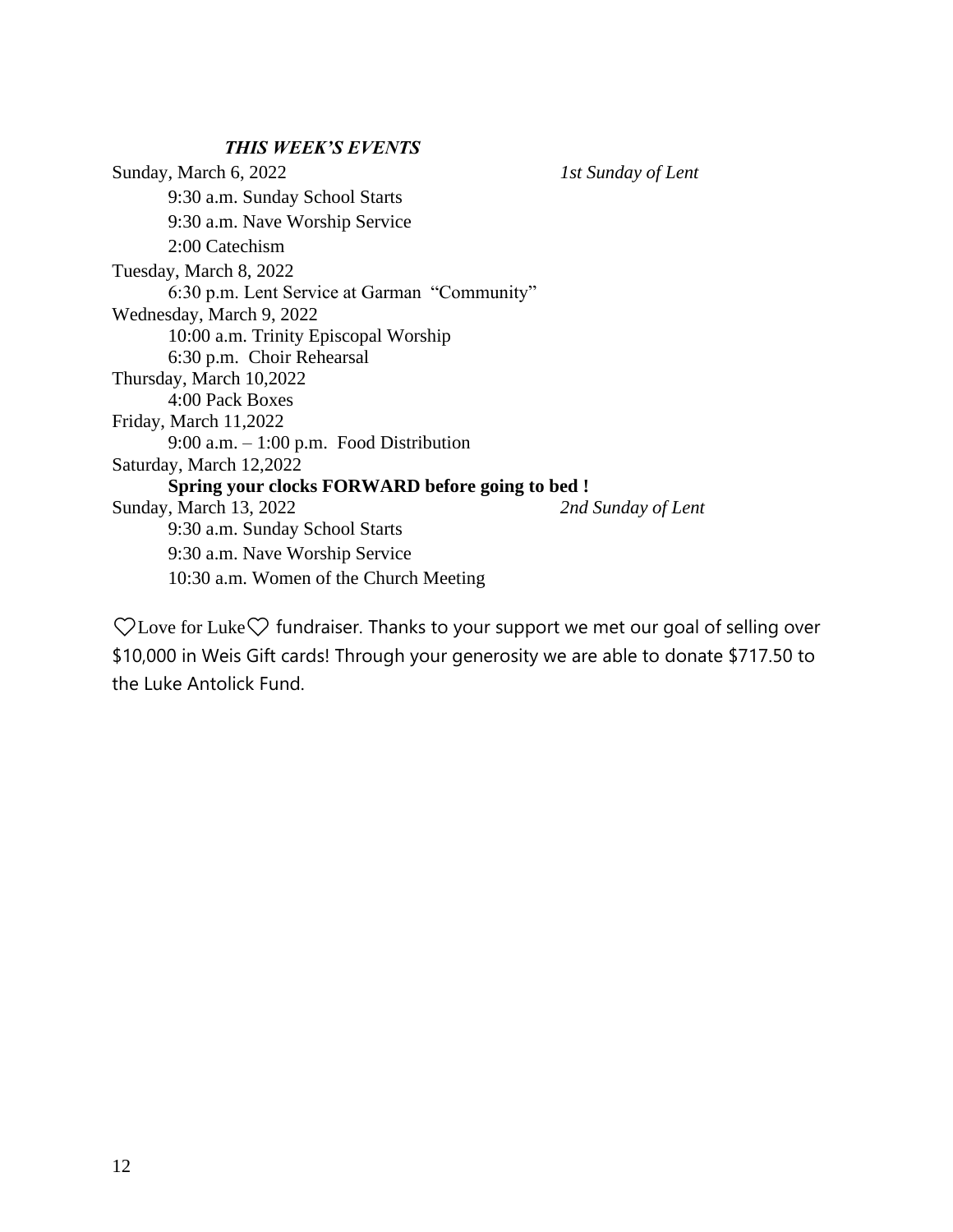***THIS WEEK'S EVENTS***

Sunday, March 6, 2022 *1st Sunday of Lent*

9:30 a.m. Sunday School Starts

9:30 a.m. Nave Worship Service

2:00 Catechism

Tuesday, March 8, 2022

6:30 p.m. Lent Service at Garman "Community"

Wednesday, March 9, 2022

10:00 a.m. Trinity Episcopal Worship

6:30 p.m. Choir Rehearsal

Thursday, March 10,2022

4:00 Pack Boxes

Friday, March 11,2022

9:00 a.m. – 1:00 p.m. Food Distribution

Saturday, March 12,2022

**Spring your clocks FORWARD before going to bed !**

Sunday, March 13, 2022 *2nd Sunday of Lent*

9:30 a.m. Sunday School Starts

9:30 a.m. Nave Worship Service

10:30 a.m. Women of the Church Meeting

♡Love for Luke♡ fundraiser. Thanks to your support we met our goal of selling over $10,000 in Weis Gift cards! Through your generosity we are able to donate $717.50 to the Luke Antolick Fund.